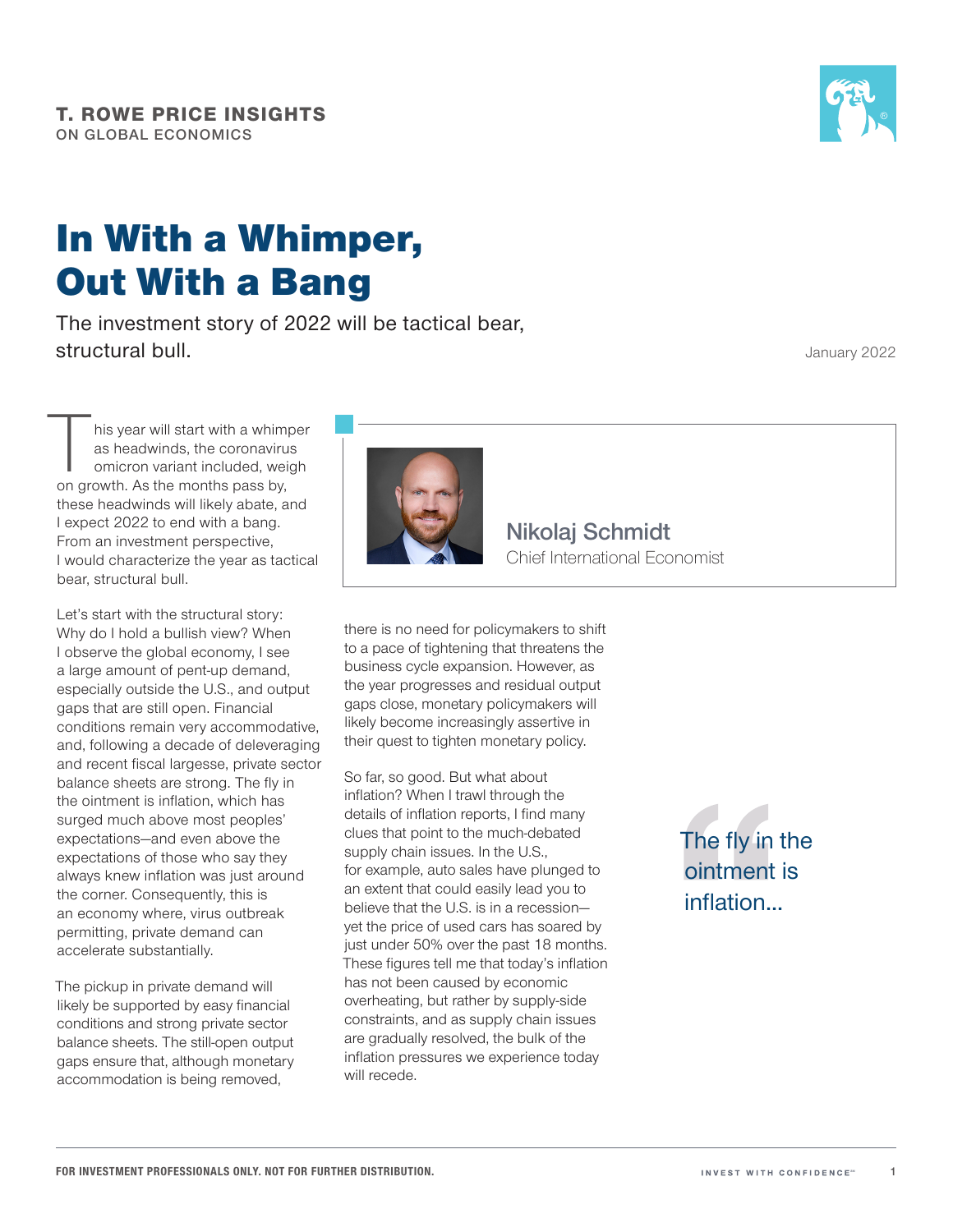**T. ROWE PRICE INSIGHTS**
ON GLOBAL ECONOMICS

# In With a Whimper, Out With a Bang

The investment story of 2022 will be tactical bear, structural bull.

January 2022

**Nikolaj Schmidt**
Chief International Economist

This year will start with a whimper as headwinds, the coronavirus omicron variant included, weigh on growth. As the months pass by, these headwinds will likely abate, and I expect 2022 to end with a bang. From an investment perspective, I would characterize the year as tactical bear, structural bull.

Let's start with the structural story: Why do I hold a bullish view? When I observe the global economy, I see a large amount of pent-up demand, especially outside the U.S., and output gaps that are still open. Financial conditions remain very accommodative, and, following a decade of deleveraging and recent fiscal largesse, private sector balance sheets are strong. The fly in the ointment is inflation, which has surged much above most peoples' expectations—and even above the expectations of those who say they always knew inflation was just around the corner. Consequently, this is an economy where, virus outbreak permitting, private demand can accelerate substantially.

The pickup in private demand will likely be supported by easy financial conditions and strong private sector balance sheets. The still-open output gaps ensure that, although monetary accommodation is being removed, there is no need for policymakers to shift to a pace of tightening that threatens the business cycle expansion. However, as the year progresses and residual output gaps close, monetary policymakers will likely become increasingly assertive in their quest to tighten monetary policy.

So far, so good. But what about inflation? When I trawl through the details of inflation reports, I find many clues that point to the much-debated supply chain issues. In the U.S., for example, auto sales have plunged to an extent that could easily lead you to believe that the U.S. is in a recession—yet the price of used cars has soared by just under 50% over the past 18 months. These figures tell me that today's inflation has not been caused by economic overheating, but rather by supply-side constraints, and as supply chain issues are gradually resolved, the bulk of the inflation pressures we experience today will recede.

> The fly in the ointment is inflation...

FOR INVESTMENT PROFESSIONALS ONLY. NOT FOR FURTHER DISTRIBUTION.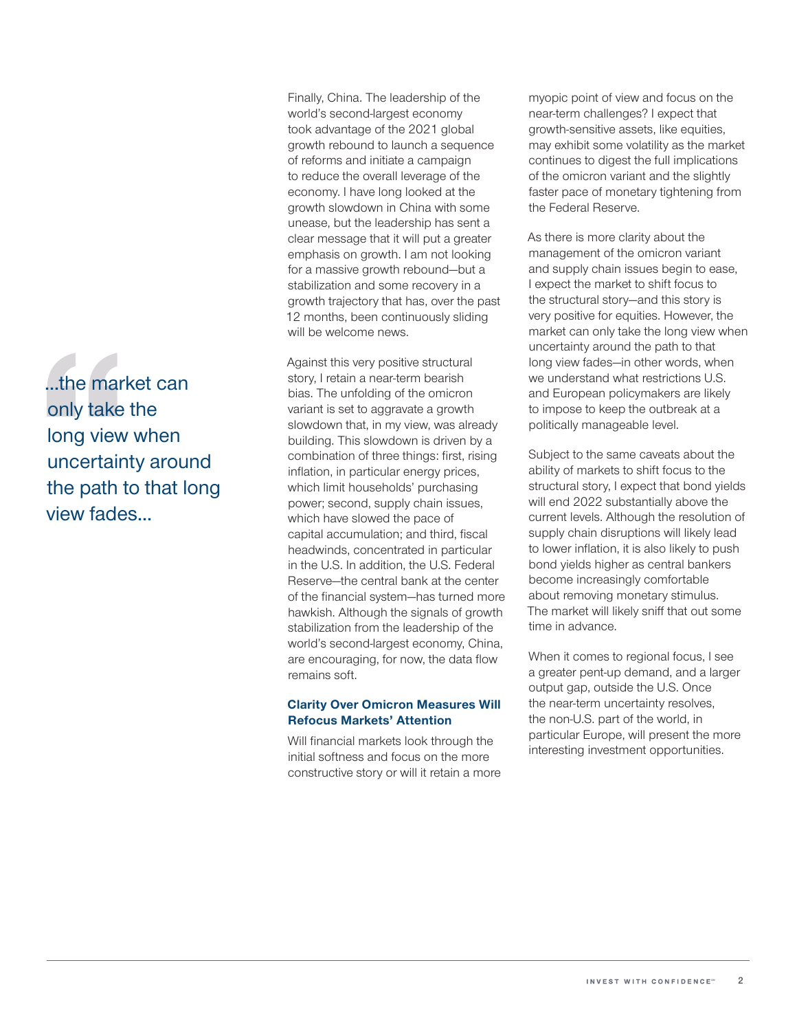> ...the market can only take the long view when uncertainty around the path to that long view fades...

Finally, China. The leadership of the world's second-largest economy took advantage of the 2021 global growth rebound to launch a sequence of reforms and initiate a campaign to reduce the overall leverage of the economy. I have long looked at the growth slowdown in China with some unease, but the leadership has sent a clear message that it will put a greater emphasis on growth. I am not looking for a massive growth rebound—but a stabilization and some recovery in a growth trajectory that has, over the past 12 months, been continuously sliding will be welcome news.

Against this very positive structural story, I retain a near-term bearish bias. The unfolding of the omicron variant is set to aggravate a growth slowdown that, in my view, was already building. This slowdown is driven by a combination of three things: first, rising inflation, in particular energy prices, which limit households' purchasing power; second, supply chain issues, which have slowed the pace of capital accumulation; and third, fiscal headwinds, concentrated in particular in the U.S. In addition, the U.S. Federal Reserve—the central bank at the center of the financial system—has turned more hawkish. Although the signals of growth stabilization from the leadership of the world's second-largest economy, China, are encouraging, for now, the data flow remains soft.

**Clarity Over Omicron Measures Will Refocus Markets' Attention**

Will financial markets look through the initial softness and focus on the more constructive story or will it retain a more myopic point of view and focus on the near-term challenges? I expect that growth-sensitive assets, like equities, may exhibit some volatility as the market continues to digest the full implications of the omicron variant and the slightly faster pace of monetary tightening from the Federal Reserve.

As there is more clarity about the management of the omicron variant and supply chain issues begin to ease, I expect the market to shift focus to the structural story—and this story is very positive for equities. However, the market can only take the long view when uncertainty around the path to that long view fades—in other words, when we understand what restrictions U.S. and European policymakers are likely to impose to keep the outbreak at a politically manageable level.

Subject to the same caveats about the ability of markets to shift focus to the structural story, I expect that bond yields will end 2022 substantially above the current levels. Although the resolution of supply chain disruptions will likely lead to lower inflation, it is also likely to push bond yields higher as central bankers become increasingly comfortable about removing monetary stimulus. The market will likely sniff that out some time in advance.

When it comes to regional focus, I see a greater pent-up demand, and a larger output gap, outside the U.S. Once the near-term uncertainty resolves, the non-U.S. part of the world, in particular Europe, will present the more interesting investment opportunities.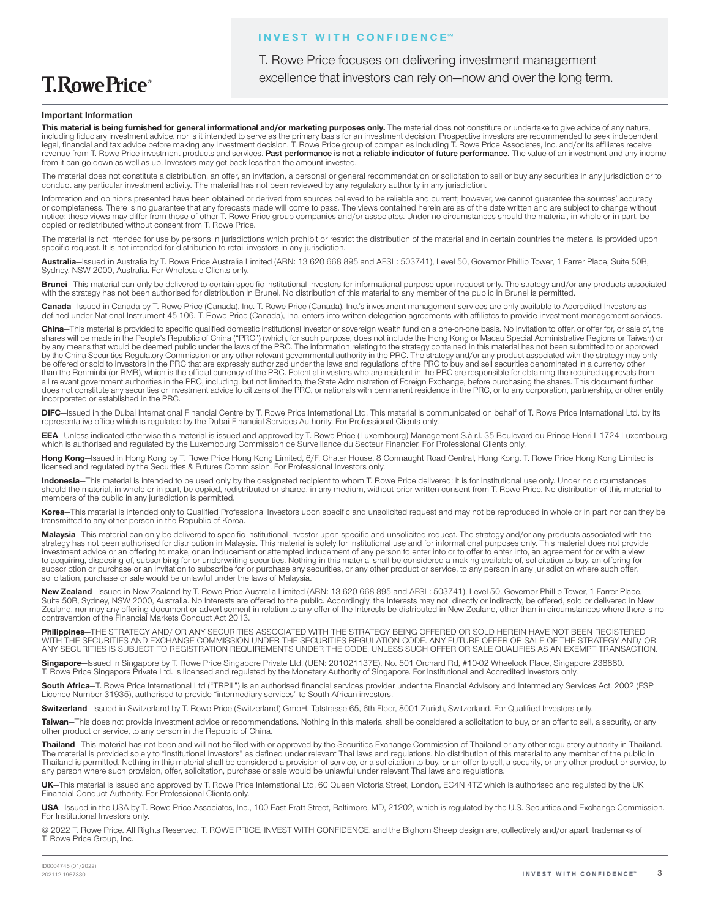**INVEST WITH CONFIDENCE℠**

T. Rowe Price focuses on delivering investment management excellence that investors can rely on—now and over the long term.

T. Rowe Price®

## Important Information

**This material is being furnished for general informational and/or marketing purposes only.** The material does not constitute or undertake to give advice of any nature, including fiduciary investment advice, nor is it intended to serve as the primary basis for an investment decision. Prospective investors are recommended to seek independent legal, financial and tax advice before making any investment decision. T. Rowe Price group of companies including T. Rowe Price Associates, Inc. and/or its affiliates receive revenue from T. Rowe Price investment products and services. **Past performance is not a reliable indicator of future performance.** The value of an investment and any income from it can go down as well as up. Investors may get back less than the amount invested.

The material does not constitute a distribution, an offer, an invitation, a personal or general recommendation or solicitation to sell or buy any securities in any jurisdiction or to conduct any particular investment activity. The material has not been reviewed by any regulatory authority in any jurisdiction.

Information and opinions presented have been obtained or derived from sources believed to be reliable and current; however, we cannot guarantee the sources' accuracy or completeness. There is no guarantee that any forecasts made will come to pass. The views contained herein are as of the date written and are subject to change without notice; these views may differ from those of other T. Rowe Price group companies and/or associates. Under no circumstances should the material, in whole or in part, be copied or redistributed without consent from T. Rowe Price.

The material is not intended for use by persons in jurisdictions which prohibit or restrict the distribution of the material and in certain countries the material is provided upon specific request. It is not intended for distribution to retail investors in any jurisdiction.

**Australia**—Issued in Australia by T. Rowe Price Australia Limited (ABN: 13 620 668 895 and AFSL: 503741), Level 50, Governor Phillip Tower, 1 Farrer Place, Suite 50B, Sydney, NSW 2000, Australia. For Wholesale Clients only.

**Brunei**—This material can only be delivered to certain specific institutional investors for informational purpose upon request only. The strategy and/or any products associated with the strategy has not been authorised for distribution in Brunei. No distribution of this material to any member of the public in Brunei is permitted.

**Canada**—Issued in Canada by T. Rowe Price (Canada), Inc. T. Rowe Price (Canada), Inc.'s investment management services are only available to Accredited Investors as defined under National Instrument 45-106. T. Rowe Price (Canada), Inc. enters into written delegation agreements with affiliates to provide investment management services.

**China**—This material is provided to specific qualified domestic institutional investor or sovereign wealth fund on a one-on-one basis. No invitation to offer, or offer for, or sale of, the shares will be made in the People's Republic of China ("PRC") (which, for such purpose, does not include the Hong Kong or Macau Special Administrative Regions or Taiwan) or by any means that would be deemed public under the laws of the PRC. The information relating to the strategy contained in this material has not been submitted to or approved by the China Securities Regulatory Commission or any other relevant governmental authority in the PRC. The strategy and/or any product associated with the strategy may only be offered or sold to investors in the PRC that are expressly authorized under the laws and regulations of the PRC to buy and sell securities denominated in a currency other than the Renminbi (or RMB), which is the official currency of the PRC. Potential investors who are resident in the PRC are responsible for obtaining the required approvals from all relevant government authorities in the PRC, including, but not limited to, the State Administration of Foreign Exchange, before purchasing the shares. This document further does not constitute any securities or investment advice to citizens of the PRC, or nationals with permanent residence in the PRC, or to any corporation, partnership, or other entity incorporated or established in the PRC.

**DIFC**—Issued in the Dubai International Financial Centre by T. Rowe Price International Ltd. This material is communicated on behalf of T. Rowe Price International Ltd. by its representative office which is regulated by the Dubai Financial Services Authority. For Professional Clients only.

**EEA**—Unless indicated otherwise this material is issued and approved by T. Rowe Price (Luxembourg) Management S.à r.l. 35 Boulevard du Prince Henri L-1724 Luxembourg which is authorised and regulated by the Luxembourg Commission de Surveillance du Secteur Financier. For Professional Clients only.

**Hong Kong**—Issued in Hong Kong by T. Rowe Price Hong Kong Limited, 6/F, Chater House, 8 Connaught Road Central, Hong Kong. T. Rowe Price Hong Kong Limited is licensed and regulated by the Securities & Futures Commission. For Professional Investors only.

**Indonesia**—This material is intended to be used only by the designated recipient to whom T. Rowe Price delivered; it is for institutional use only. Under no circumstances should the material, in whole or in part, be copied, redistributed or shared, in any medium, without prior written consent from T. Rowe Price. No distribution of this material to members of the public in any jurisdiction is permitted.

**Korea**—This material is intended only to Qualified Professional Investors upon specific and unsolicited request and may not be reproduced in whole or in part nor can they be transmitted to any other person in the Republic of Korea.

**Malaysia**—This material can only be delivered to specific institutional investor upon specific and unsolicited request. The strategy and/or any products associated with the strategy has not been authorised for distribution in Malaysia. This material is solely for institutional use and for informational purposes only. This material does not provide investment advice or an offering to make, or an inducement or attempted inducement of any person to enter into or to offer to enter into, an agreement for or with a view to acquiring, disposing of, subscribing for or underwriting securities. Nothing in this material shall be considered a making available of, solicitation to buy, an offering for subscription or purchase or an invitation to subscribe for or purchase any securities, or any other product or service, to any person in any jurisdiction where such offer, solicitation, purchase or sale would be unlawful under the laws of Malaysia.

**New Zealand**—Issued in New Zealand by T. Rowe Price Australia Limited (ABN: 13 620 668 895 and AFSL: 503741), Level 50, Governor Phillip Tower, 1 Farrer Place, Suite 50B, Sydney, NSW 2000, Australia. No Interests are offered to the public. Accordingly, the Interests may not, directly or indirectly, be offered, sold or delivered in New Zealand, nor may any offering document or advertisement in relation to any offer of the Interests be distributed in New Zealand, other than in circumstances where there is no contravention of the Financial Markets Conduct Act 2013.

**Philippines**—THE STRATEGY AND/ OR ANY SECURITIES ASSOCIATED WITH THE STRATEGY BEING OFFERED OR SOLD HEREIN HAVE NOT BEEN REGISTERED WITH THE SECURITIES AND EXCHANGE COMMISSION UNDER THE SECURITIES REGULATION CODE. ANY FUTURE OFFER OR SALE OF THE STRATEGY AND/ OR ANY SECURITIES IS SUBJECT TO REGISTRATION REQUIREMENTS UNDER THE CODE, UNLESS SUCH OFFER OR SALE QUALIFIES AS AN EXEMPT TRANSACTION.

**Singapore**—Issued in Singapore by T. Rowe Price Singapore Private Ltd. (UEN: 201021137E), No. 501 Orchard Rd, #10-02 Wheelock Place, Singapore 238880. T. Rowe Price Singapore Private Ltd. is licensed and regulated by the Monetary Authority of Singapore. For Institutional and Accredited Investors only.

**South Africa**—T. Rowe Price International Ltd ("TRPIL") is an authorised financial services provider under the Financial Advisory and Intermediary Services Act, 2002 (FSP Licence Number 31935), authorised to provide "intermediary services" to South African investors.

**Switzerland**—Issued in Switzerland by T. Rowe Price (Switzerland) GmbH, Talstrasse 65, 6th Floor, 8001 Zurich, Switzerland. For Qualified Investors only.

**Taiwan**—This does not provide investment advice or recommendations. Nothing in this material shall be considered a solicitation to buy, or an offer to sell, a security, or any other product or service, to any person in the Republic of China.

**Thailand**—This material has not been and will not be filed with or approved by the Securities Exchange Commission of Thailand or any other regulatory authority in Thailand. The material is provided solely to "institutional investors" as defined under relevant Thai laws and regulations. No distribution of this material to any member of the public in Thailand is permitted. Nothing in this material shall be considered a provision of service, or a solicitation to buy, or an offer to sell, a security, or any other product or service, to any person where such provision, offer, solicitation, purchase or sale would be unlawful under relevant Thai laws and regulations.

**UK**—This material is issued and approved by T. Rowe Price International Ltd, 60 Queen Victoria Street, London, EC4N 4TZ which is authorised and regulated by the UK Financial Conduct Authority. For Professional Clients only.

**USA**—Issued in the USA by T. Rowe Price Associates, Inc., 100 East Pratt Street, Baltimore, MD, 21202, which is regulated by the U.S. Securities and Exchange Commission. For Institutional Investors only.

© 2022 T. Rowe Price. All Rights Reserved. T. ROWE PRICE, INVEST WITH CONFIDENCE, and the Bighorn Sheep design are, collectively and/or apart, trademarks of T. Rowe Price Group, Inc.

ID0004746 (01/2022)
202112-1967330